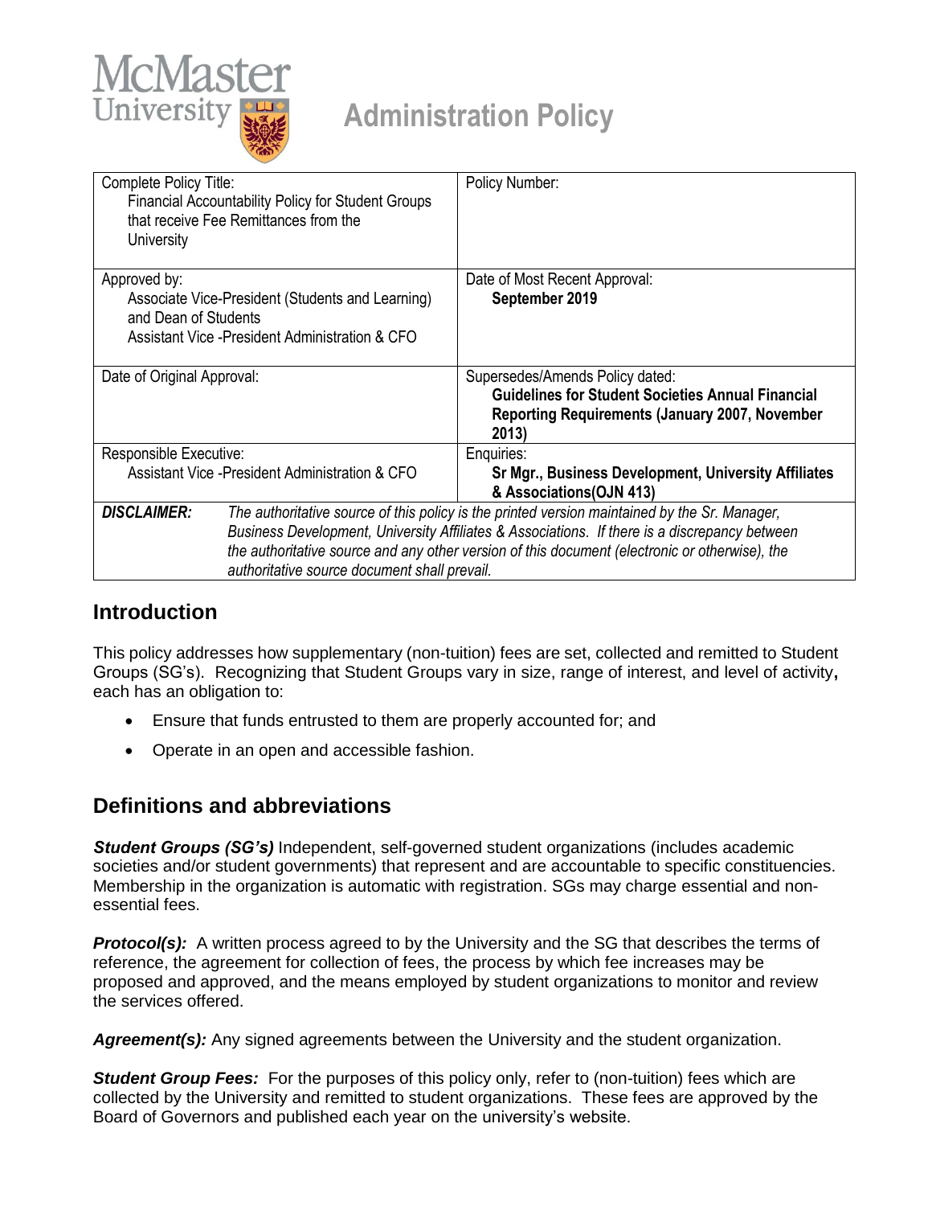# McMaster University Administration Policy

| Complete Policy Title: Financial Accountability Policy for Student Groups that receive Fee Remittances from the University | Policy Number: |
|---|---|
| Approved by: Associate Vice-President (Students and Learning) and Dean of Students; Assistant Vice -President Administration & CFO | Date of Most Recent Approval: **September 2019** |
| Date of Original Approval: | Supersedes/Amends Policy dated: **Guidelines for Student Societies Annual Financial Reporting Requirements (January 2007, November 2013)** |
| Responsible Executive: Assistant Vice -President Administration & CFO | Enquiries: **Sr Mgr., Business Development, University Affiliates & Associations(OJN 413)** |
| ***DISCLAIMER:*** | *The authoritative source of this policy is the printed version maintained by the Sr. Manager, Business Development, University Affiliates & Associations. If there is a discrepancy between the authoritative source and any other version of this document (electronic or otherwise), the authoritative source document shall prevail.* |

## Introduction

This policy addresses how supplementary (non-tuition) fees are set, collected and remitted to Student Groups (SG's). Recognizing that Student Groups vary in size, range of interest, and level of activity**,** each has an obligation to:

- Ensure that funds entrusted to them are properly accounted for; and
- Operate in an open and accessible fashion.

## Definitions and abbreviations

***Student Groups (SG's)*** Independent, self-governed student organizations (includes academic societies and/or student governments) that represent and are accountable to specific constituencies. Membership in the organization is automatic with registration. SGs may charge essential and non-essential fees.

***Protocol(s):*** A written process agreed to by the University and the SG that describes the terms of reference, the agreement for collection of fees, the process by which fee increases may be proposed and approved, and the means employed by student organizations to monitor and review the services offered.

***Agreement(s):*** Any signed agreements between the University and the student organization.

***Student Group Fees:*** For the purposes of this policy only, refer to (non-tuition) fees which are collected by the University and remitted to student organizations. These fees are approved by the Board of Governors and published each year on the university's website.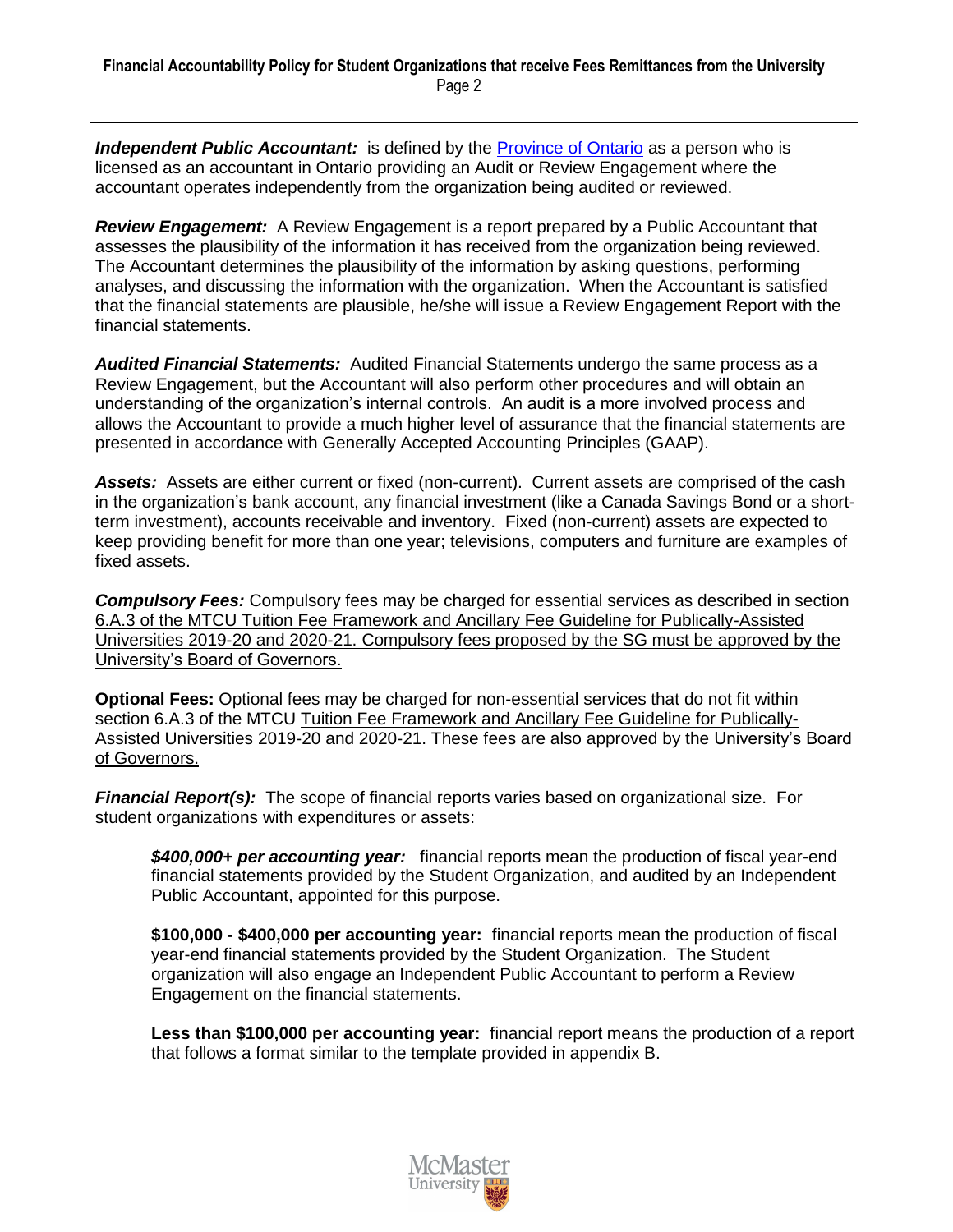***Independent Public Accountant:*** is defined by the Province of Ontario as a person who is licensed as an accountant in Ontario providing an Audit or Review Engagement where the accountant operates independently from the organization being audited or reviewed.

***Review Engagement:*** A Review Engagement is a report prepared by a Public Accountant that assesses the plausibility of the information it has received from the organization being reviewed. The Accountant determines the plausibility of the information by asking questions, performing analyses, and discussing the information with the organization. When the Accountant is satisfied that the financial statements are plausible, he/she will issue a Review Engagement Report with the financial statements.

***Audited Financial Statements:*** Audited Financial Statements undergo the same process as a Review Engagement, but the Accountant will also perform other procedures and will obtain an understanding of the organization's internal controls. An audit is a more involved process and allows the Accountant to provide a much higher level of assurance that the financial statements are presented in accordance with Generally Accepted Accounting Principles (GAAP).

***Assets:*** Assets are either current or fixed (non-current). Current assets are comprised of the cash in the organization's bank account, any financial investment (like a Canada Savings Bond or a short-term investment), accounts receivable and inventory. Fixed (non-current) assets are expected to keep providing benefit for more than one year; televisions, computers and furniture are examples of fixed assets.

***Compulsory Fees:*** Compulsory fees may be charged for essential services as described in section 6.A.3 of the MTCU Tuition Fee Framework and Ancillary Fee Guideline for Publically-Assisted Universities 2019-20 and 2020-21. Compulsory fees proposed by the SG must be approved by the University's Board of Governors.

**Optional Fees:** Optional fees may be charged for non-essential services that do not fit within section 6.A.3 of the MTCU Tuition Fee Framework and Ancillary Fee Guideline for Publically-Assisted Universities 2019-20 and 2020-21. These fees are also approved by the University's Board of Governors.

***Financial Report(s):*** The scope of financial reports varies based on organizational size. For student organizations with expenditures or assets:

> ***$400,000+ per accounting year:*** financial reports mean the production of fiscal year-end financial statements provided by the Student Organization, and audited by an Independent Public Accountant, appointed for this purpose.
>
> **$100,000 - $400,000 per accounting year:** financial reports mean the production of fiscal year-end financial statements provided by the Student Organization. The Student organization will also engage an Independent Public Accountant to perform a Review Engagement on the financial statements.
>
> **Less than $100,000 per accounting year:** financial report means the production of a report that follows a format similar to the template provided in appendix B.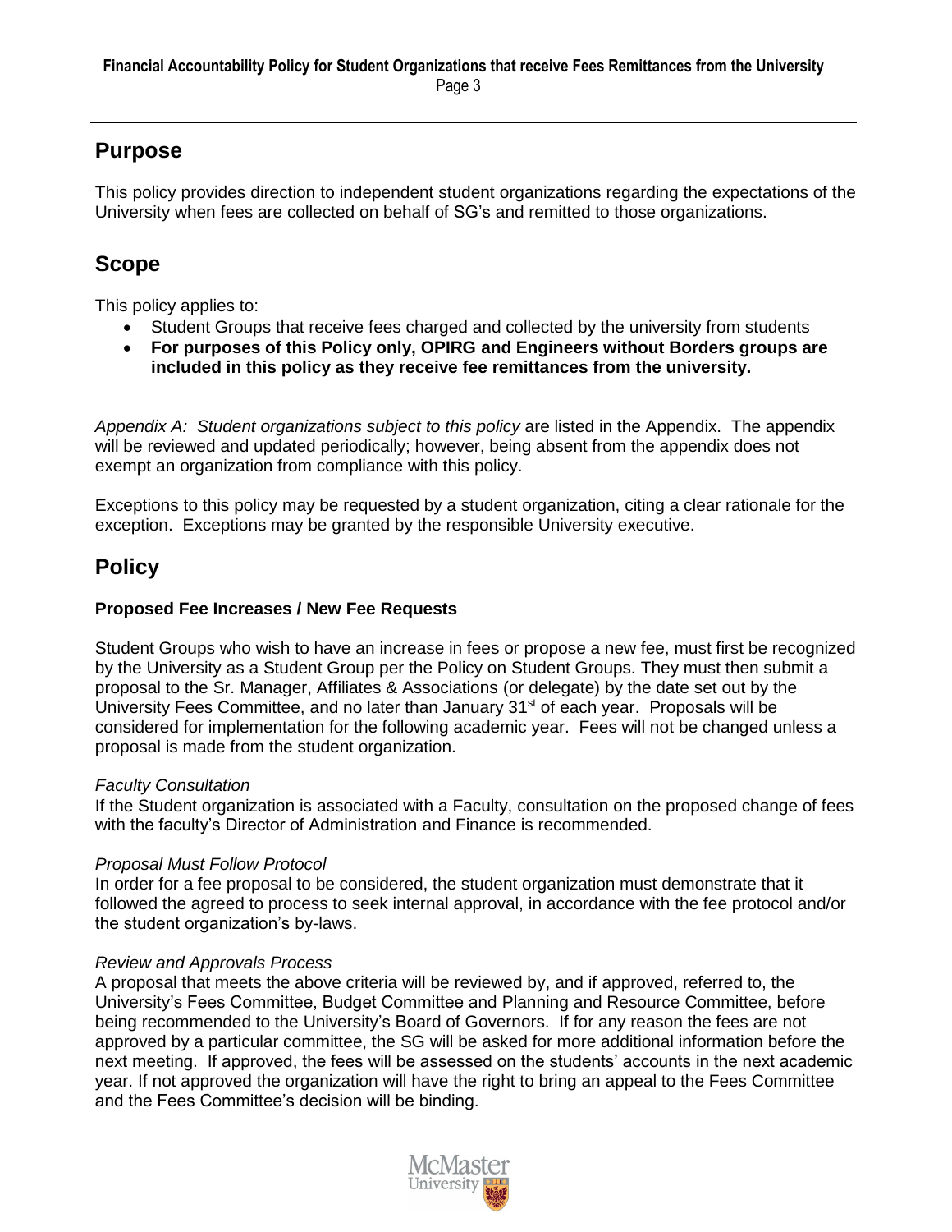## Purpose

This policy provides direction to independent student organizations regarding the expectations of the University when fees are collected on behalf of SG's and remitted to those organizations.

## Scope

This policy applies to:

- Student Groups that receive fees charged and collected by the university from students
- **For purposes of this Policy only, OPIRG and Engineers without Borders groups are included in this policy as they receive fee remittances from the university.**

*Appendix A: Student organizations subject to this policy* are listed in the Appendix. The appendix will be reviewed and updated periodically; however, being absent from the appendix does not exempt an organization from compliance with this policy.

Exceptions to this policy may be requested by a student organization, citing a clear rationale for the exception. Exceptions may be granted by the responsible University executive.

## Policy

### Proposed Fee Increases / New Fee Requests

Student Groups who wish to have an increase in fees or propose a new fee, must first be recognized by the University as a Student Group per the Policy on Student Groups. They must then submit a proposal to the Sr. Manager, Affiliates & Associations (or delegate) by the date set out by the University Fees Committee, and no later than January 31st of each year. Proposals will be considered for implementation for the following academic year. Fees will not be changed unless a proposal is made from the student organization.

*Faculty Consultation*
If the Student organization is associated with a Faculty, consultation on the proposed change of fees with the faculty's Director of Administration and Finance is recommended.

*Proposal Must Follow Protocol*
In order for a fee proposal to be considered, the student organization must demonstrate that it followed the agreed to process to seek internal approval, in accordance with the fee protocol and/or the student organization's by-laws.

*Review and Approvals Process*
A proposal that meets the above criteria will be reviewed by, and if approved, referred to, the University's Fees Committee, Budget Committee and Planning and Resource Committee, before being recommended to the University's Board of Governors. If for any reason the fees are not approved by a particular committee, the SG will be asked for more additional information before the next meeting. If approved, the fees will be assessed on the students' accounts in the next academic year. If not approved the organization will have the right to bring an appeal to the Fees Committee and the Fees Committee's decision will be binding.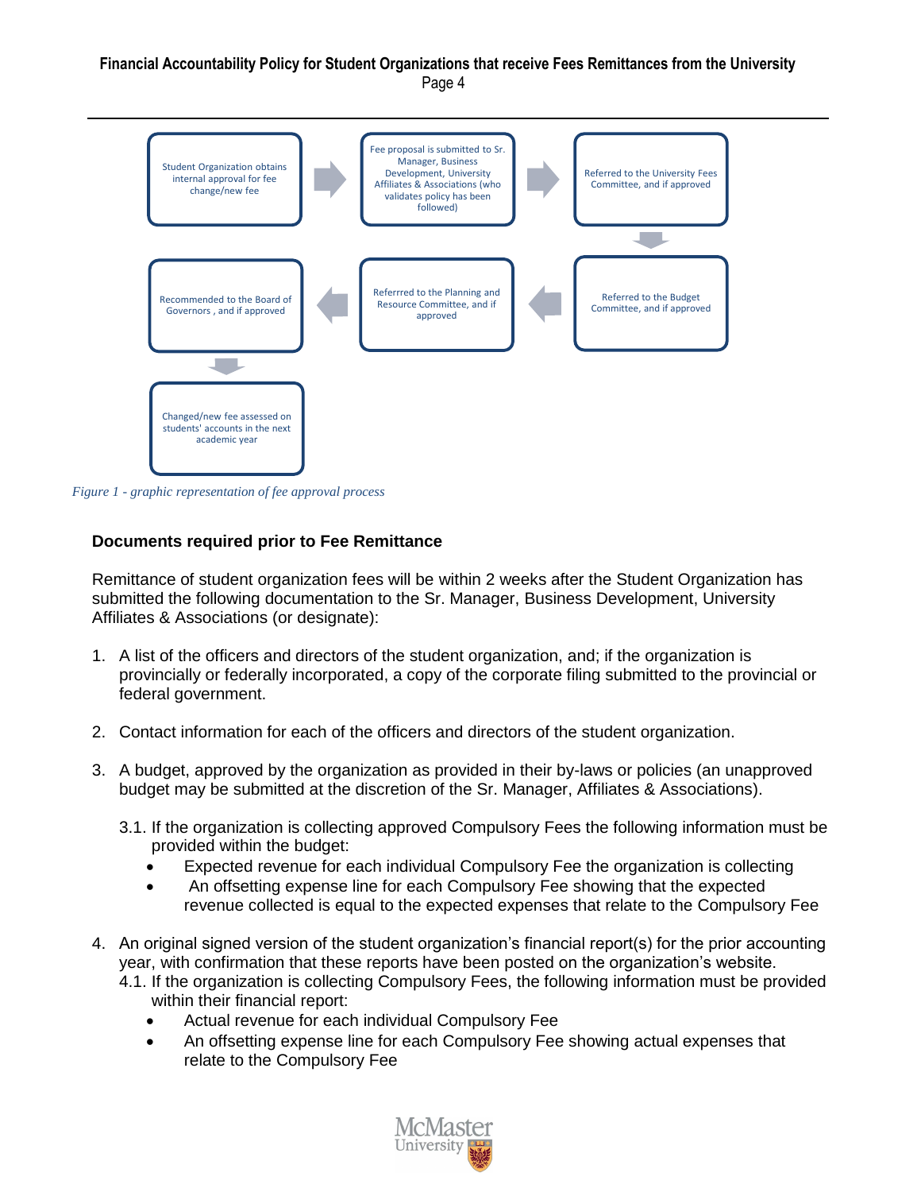Student Organization obtains internal approval for fee change/new fee

Fee proposal is submitted to Sr. Manager, Business Development, University Affiliates & Associations (who validates policy has been followed)

Referred to the University Fees Committee, and if approved

Referred to the Budget Committee, and if approved

Referrred to the Planning and Resource Committee, and if approved

Recommended to the Board of Governors , and if approved

Changed/new fee assessed on students' accounts in the next academic year

*Figure 1 - graphic representation of fee approval process*

**Documents required prior to Fee Remittance**

Remittance of student organization fees will be within 2 weeks after the Student Organization has submitted the following documentation to the Sr. Manager, Business Development, University Affiliates & Associations (or designate):

1. A list of the officers and directors of the student organization, and; if the organization is provincially or federally incorporated, a copy of the corporate filing submitted to the provincial or federal government.

2. Contact information for each of the officers and directors of the student organization.

3. A budget, approved by the organization as provided in their by-laws or policies (an unapproved budget may be submitted at the discretion of the Sr. Manager, Affiliates & Associations).

   3.1. If the organization is collecting approved Compulsory Fees the following information must be provided within the budget:
   - Expected revenue for each individual Compulsory Fee the organization is collecting
   - An offsetting expense line for each Compulsory Fee showing that the expected revenue collected is equal to the expected expenses that relate to the Compulsory Fee

4. An original signed version of the student organization's financial report(s) for the prior accounting year, with confirmation that these reports have been posted on the organization's website.

   4.1. If the organization is collecting Compulsory Fees, the following information must be provided within their financial report:
   - Actual revenue for each individual Compulsory Fee
   - An offsetting expense line for each Compulsory Fee showing actual expenses that relate to the Compulsory Fee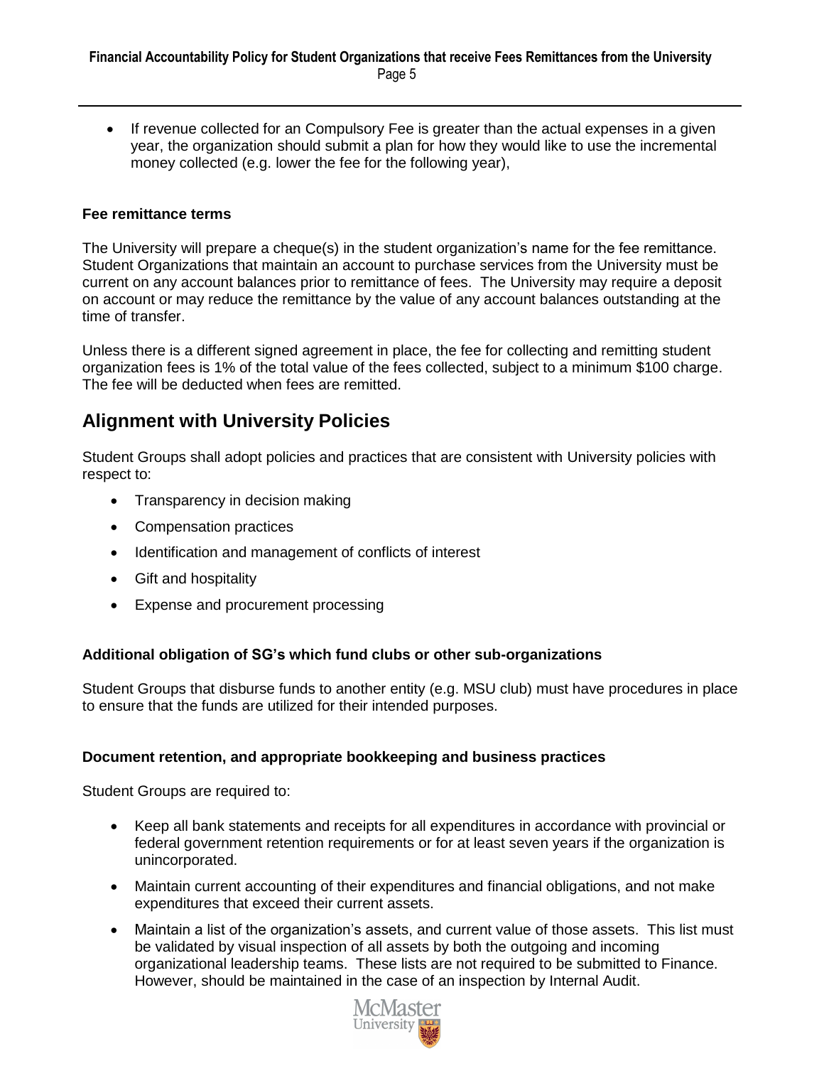- If revenue collected for an Compulsory Fee is greater than the actual expenses in a given year, the organization should submit a plan for how they would like to use the incremental money collected (e.g. lower the fee for the following year),

**Fee remittance terms**

The University will prepare a cheque(s) in the student organization's name for the fee remittance. Student Organizations that maintain an account to purchase services from the University must be current on any account balances prior to remittance of fees. The University may require a deposit on account or may reduce the remittance by the value of any account balances outstanding at the time of transfer.

Unless there is a different signed agreement in place, the fee for collecting and remitting student organization fees is 1% of the total value of the fees collected, subject to a minimum $100 charge. The fee will be deducted when fees are remitted.

## Alignment with University Policies

Student Groups shall adopt policies and practices that are consistent with University policies with respect to:

- Transparency in decision making
- Compensation practices
- Identification and management of conflicts of interest
- Gift and hospitality
- Expense and procurement processing

**Additional obligation of SG's which fund clubs or other sub-organizations**

Student Groups that disburse funds to another entity (e.g. MSU club) must have procedures in place to ensure that the funds are utilized for their intended purposes.

**Document retention, and appropriate bookkeeping and business practices**

Student Groups are required to:

- Keep all bank statements and receipts for all expenditures in accordance with provincial or federal government retention requirements or for at least seven years if the organization is unincorporated.
- Maintain current accounting of their expenditures and financial obligations, and not make expenditures that exceed their current assets.
- Maintain a list of the organization's assets, and current value of those assets. This list must be validated by visual inspection of all assets by both the outgoing and incoming organizational leadership teams. These lists are not required to be submitted to Finance. However, should be maintained in the case of an inspection by Internal Audit.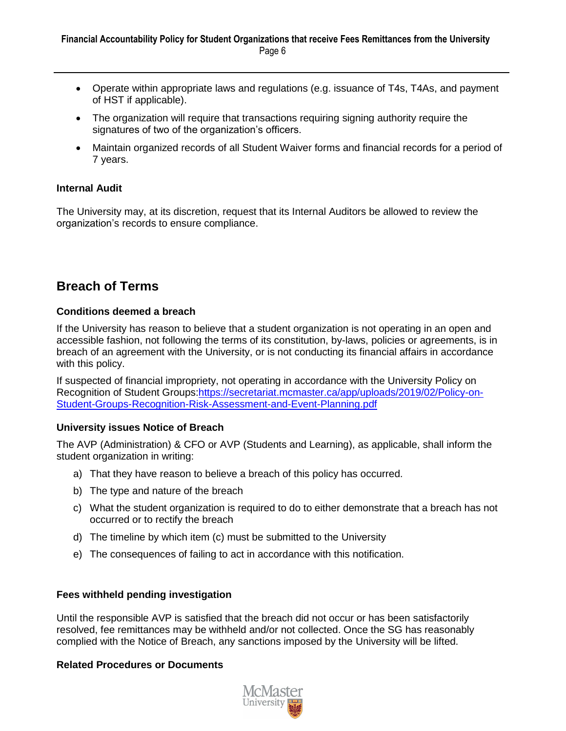- Operate within appropriate laws and regulations (e.g. issuance of T4s, T4As, and payment of HST if applicable).
- The organization will require that transactions requiring signing authority require the signatures of two of the organization's officers.
- Maintain organized records of all Student Waiver forms and financial records for a period of 7 years.

### Internal Audit

The University may, at its discretion, request that its Internal Auditors be allowed to review the organization's records to ensure compliance.

## Breach of Terms

### Conditions deemed a breach

If the University has reason to believe that a student organization is not operating in an open and accessible fashion, not following the terms of its constitution, by-laws, policies or agreements, is in breach of an agreement with the University, or is not conducting its financial affairs in accordance with this policy.

If suspected of financial impropriety, not operating in accordance with the University Policy on Recognition of Student Groups:[https://secretariat.mcmaster.ca/app/uploads/2019/02/Policy-on-Student-Groups-Recognition-Risk-Assessment-and-Event-Planning.pdf](https://secretariat.mcmaster.ca/app/uploads/2019/02/Policy-on-Student-Groups-Recognition-Risk-Assessment-and-Event-Planning.pdf)

### University issues Notice of Breach

The AVP (Administration) & CFO or AVP (Students and Learning), as applicable, shall inform the student organization in writing:

a) That they have reason to believe a breach of this policy has occurred.
b) The type and nature of the breach
c) What the student organization is required to do to either demonstrate that a breach has not occurred or to rectify the breach
d) The timeline by which item (c) must be submitted to the University
e) The consequences of failing to act in accordance with this notification.

### Fees withheld pending investigation

Until the responsible AVP is satisfied that the breach did not occur or has been satisfactorily resolved, fee remittances may be withheld and/or not collected. Once the SG has reasonably complied with the Notice of Breach, any sanctions imposed by the University will be lifted.

### Related Procedures or Documents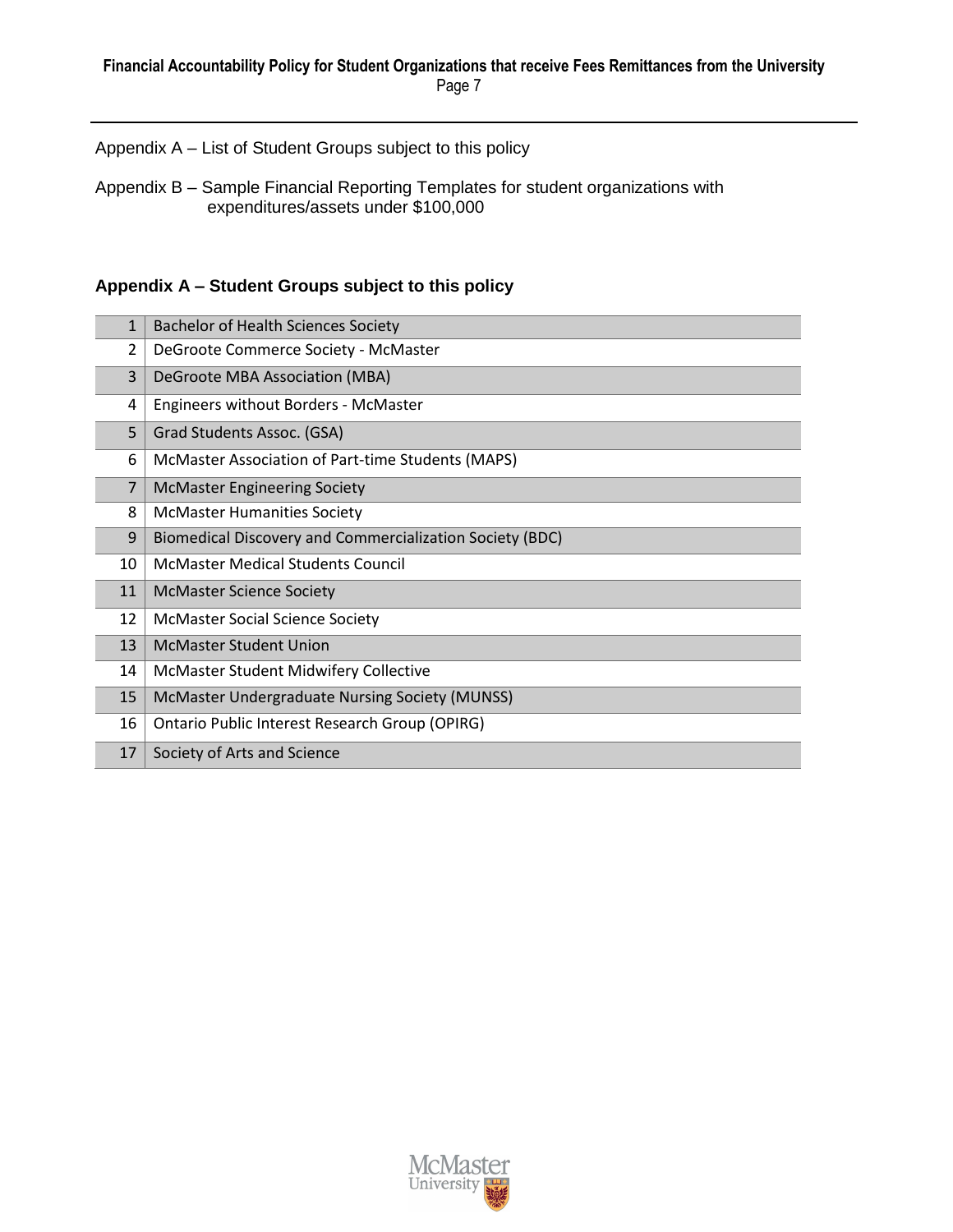Appendix A – List of Student Groups subject to this policy

Appendix B – Sample Financial Reporting Templates for student organizations with expenditures/assets under $100,000

## Appendix A – Student Groups subject to this policy

| | |
|---|---|
| 1 | Bachelor of Health Sciences Society |
| 2 | DeGroote Commerce Society - McMaster |
| 3 | DeGroote MBA Association (MBA) |
| 4 | Engineers without Borders - McMaster |
| 5 | Grad Students Assoc. (GSA) |
| 6 | McMaster Association of Part-time Students (MAPS) |
| 7 | McMaster Engineering Society |
| 8 | McMaster Humanities Society |
| 9 | Biomedical Discovery and Commercialization Society (BDC) |
| 10 | McMaster Medical Students Council |
| 11 | McMaster Science Society |
| 12 | McMaster Social Science Society |
| 13 | McMaster Student Union |
| 14 | McMaster Student Midwifery Collective |
| 15 | McMaster Undergraduate Nursing Society (MUNSS) |
| 16 | Ontario Public Interest Research Group (OPIRG) |
| 17 | Society of Arts and Science |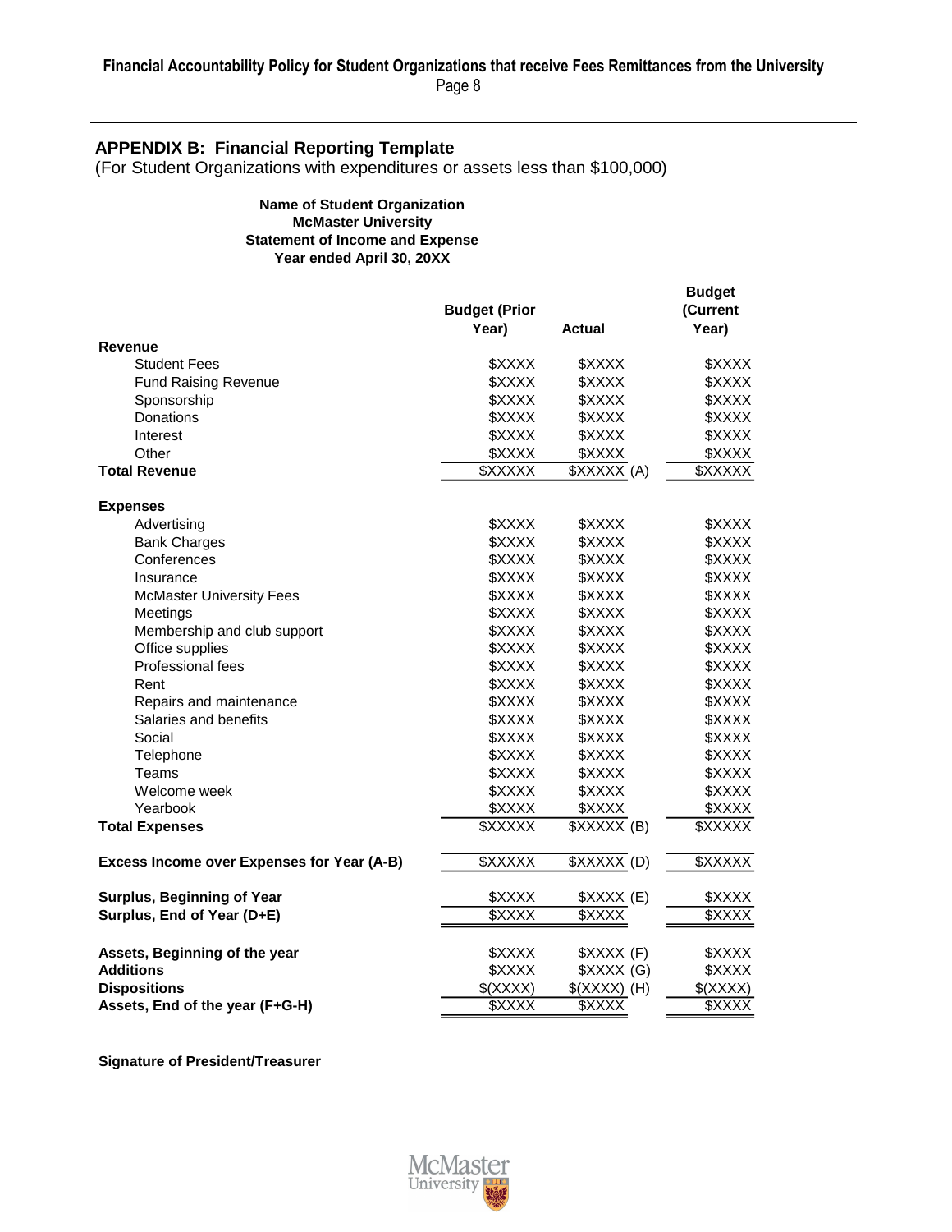## APPENDIX B: Financial Reporting Template

(For Student Organizations with expenditures or assets less than $100,000)

**Name of Student Organization**
**McMaster University**
**Statement of Income and Expense**
**Year ended April 30, 20XX**

| | Budget (Prior Year) | Actual | Budget (Current Year) |
|---|---|---|---|
| **Revenue** | | | |
| Student Fees | $XXXX | $XXXX | $XXXX |
| Fund Raising Revenue | $XXXX | $XXXX | $XXXX |
| Sponsorship | $XXXX | $XXXX | $XXXX |
| Donations | $XXXX | $XXXX | $XXXX |
| Interest | $XXXX | $XXXX | $XXXX |
| Other | $XXXX | $XXXX | $XXXX |
| **Total Revenue** | $XXXXX | $XXXXX (A) | $XXXXX |
| **Expenses** | | | |
| Advertising | $XXXX | $XXXX | $XXXX |
| Bank Charges | $XXXX | $XXXX | $XXXX |
| Conferences | $XXXX | $XXXX | $XXXX |
| Insurance | $XXXX | $XXXX | $XXXX |
| McMaster University Fees | $XXXX | $XXXX | $XXXX |
| Meetings | $XXXX | $XXXX | $XXXX |
| Membership and club support | $XXXX | $XXXX | $XXXX |
| Office supplies | $XXXX | $XXXX | $XXXX |
| Professional fees | $XXXX | $XXXX | $XXXX |
| Rent | $XXXX | $XXXX | $XXXX |
| Repairs and maintenance | $XXXX | $XXXX | $XXXX |
| Salaries and benefits | $XXXX | $XXXX | $XXXX |
| Social | $XXXX | $XXXX | $XXXX |
| Telephone | $XXXX | $XXXX | $XXXX |
| Teams | $XXXX | $XXXX | $XXXX |
| Welcome week | $XXXX | $XXXX | $XXXX |
| Yearbook | $XXXX | $XXXX | $XXXX |
| **Total Expenses** | $XXXXX | $XXXXX (B) | $XXXXX |
| **Excess Income over Expenses for Year (A-B)** | $XXXXX | $XXXXX (D) | $XXXXX |
| **Surplus, Beginning of Year** | $XXXX | $XXXX (E) | $XXXX |
| **Surplus, End of Year (D+E)** | $XXXX | $XXXX | $XXXX |
| **Assets, Beginning of the year** | $XXXX | $XXXX (F) | $XXXX |
| **Additions** | $XXXX | $XXXX (G) | $XXXX |
| **Dispositions** | $(XXXX) | $(XXXX) (H) | $(XXXX) |
| **Assets, End of the year (F+G-H)** | $XXXX | $XXXX | $XXXX |

**Signature of President/Treasurer**